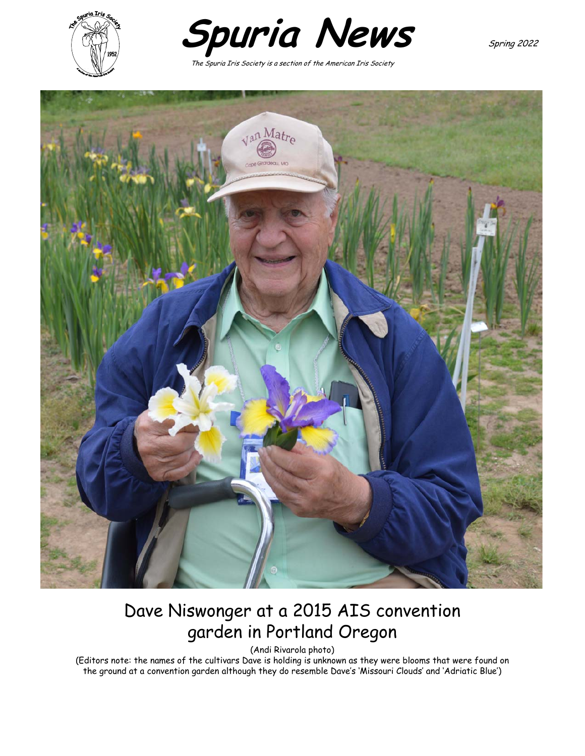# Spuria News

*The Spuria Iris Society is a section of the American Iris Society*

*Spring 2022*

Dave Niswonger at a 2015 AIS convention garden in Portland Oregon

(Andi Rivarola photo)

(Editors note: the names of the cultivars Dave is holding is unknown as they were blooms that were found on the ground at a convention garden although they do resemble Dave's 'Missouri Clouds' and 'Adriatic Blue')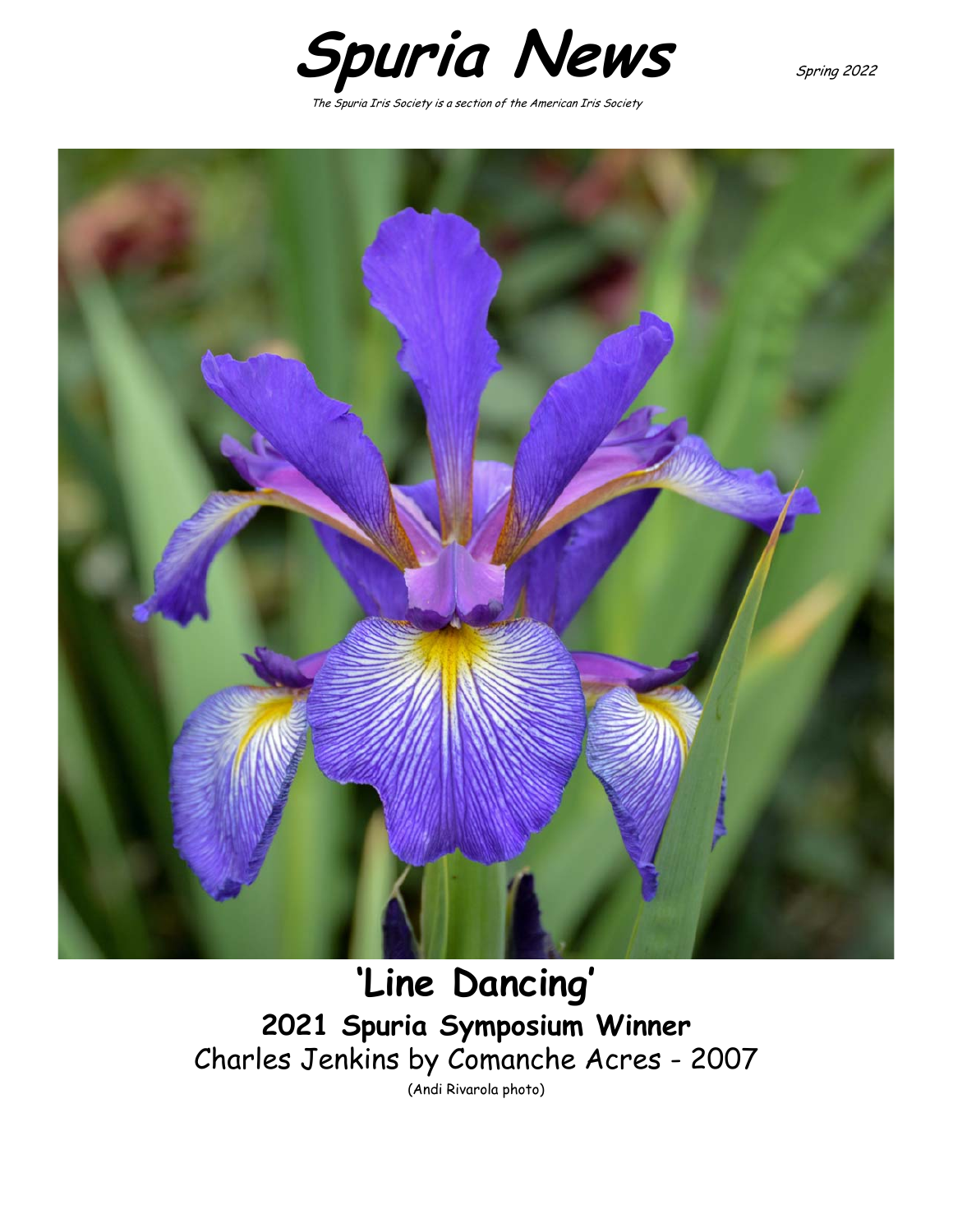# Spuria News

Spring 2022

*The Spuria Iris Society is a section of the American Iris Society*

## 'Line Dancing'

### 2021 Spuria Symposium Winner

Charles Jenkins by Comanche Acres - 2007

(Andi Rivarola photo)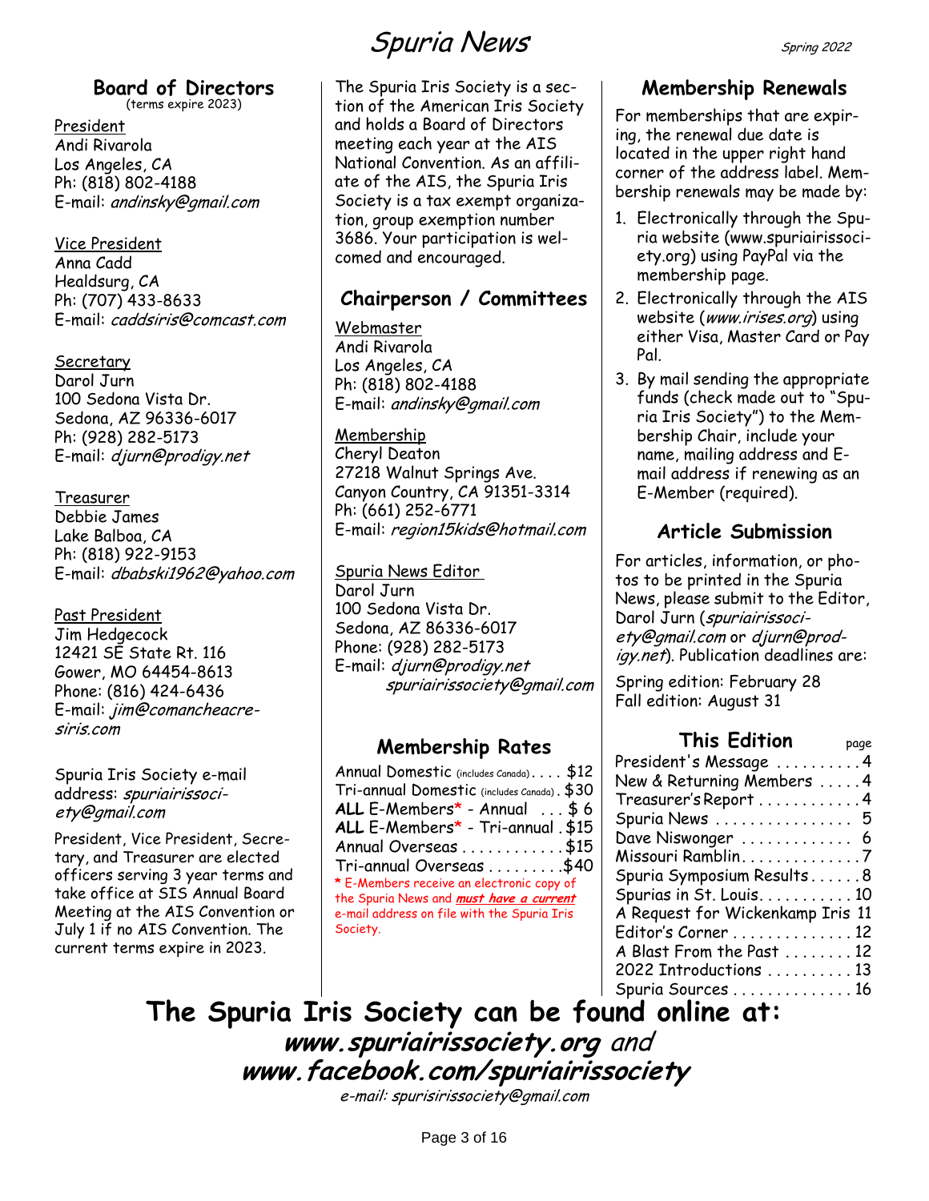## Board of Directors

(terms expire 2023)

President
Andi Rivarola
Los Angeles, CA
Ph: (818) 802-4188
E-mail: *andinsky@gmail.com*

Vice President
Anna Cadd
Healdsurg, CA
Ph: (707) 433-8633
E-mail: *caddsiris@comcast.com*

Secretary
Darol Jurn
100 Sedona Vista Dr.
Sedona, AZ 96336-6017
Ph: (928) 282-5173
E-mail: *djurn@prodigy.net*

Treasurer
Debbie James
Lake Balboa, CA
Ph: (818) 922-9153
E-mail: *dbabski1962@yahoo.com*

Past President
Jim Hedgecock
12421 SE State Rt. 116
Gower, MO 64454-8613
Phone: (816) 424-6436
E-mail: *jim@comancheacresiris.com*

Spuria Iris Society e-mail address: *spuriairissociety@gmail.com*

President, Vice President, Secretary, and Treasurer are elected officers serving 3 year terms and take office at SIS Annual Board Meeting at the AIS Convention or July 1 if no AIS Convention. The current terms expire in 2023.

The Spuria Iris Society is a section of the American Iris Society and holds a Board of Directors meeting each year at the AIS National Convention. As an affiliate of the AIS, the Spuria Iris Society is a tax exempt organization, group exemption number 3686. Your participation is welcomed and encouraged.

## Chairperson / Committees

Webmaster
Andi Rivarola
Los Angeles, CA
Ph: (818) 802-4188
E-mail: *andinsky@gmail.com*

Membership
Cheryl Deaton
27218 Walnut Springs Ave.
Canyon Country, CA 91351-3314
Ph: (661) 252-6771
E-mail: *region15kids@hotmail.com*

Spuria News Editor
Darol Jurn
100 Sedona Vista Dr.
Sedona, AZ 86336-6017
Phone: (928) 282-5173
E-mail: *djurn@prodigy.net*
*spuriairissociety@gmail.com*

## Membership Rates

Annual Domestic (includes Canada) . . . . $12
Tri-annual Domestic (includes Canada) . $30
**ALL** E-Members* - Annual . . . $ 6
**ALL** E-Members* - Tri-annual . $15
Annual Overseas . . . . . . . . . . . . $15
Tri-annual Overseas . . . . . . . . . $40

* E-Members receive an electronic copy of the Spuria News and ***must have a current*** e-mail address on file with the Spuria Iris Society.

## Membership Renewals

For memberships that are expiring, the renewal due date is located in the upper right hand corner of the address label. Membership renewals may be made by:

1. Electronically through the Spuria website (www.spuriairissociety.org) using PayPal via the membership page.
2. Electronically through the AIS website (*www.irises.org*) using either Visa, Master Card or Pay Pal.
3. By mail sending the appropriate funds (check made out to "Spuria Iris Society") to the Membership Chair, include your name, mailing address and E-mail address if renewing as an E-Member (required).

## Article Submission

For articles, information, or photos to be printed in the Spuria News, please submit to the Editor, Darol Jurn (*spuriairissociety@gmail.com* or *djurn@prodigy.net*). Publication deadlines are:

Spring edition: February 28
Fall edition: August 31

## This Edition

| | page |
|---|---|
| President's Message | 4 |
| New & Returning Members | 4 |
| Treasurer's Report | 4 |
| Spuria News | 5 |
| Dave Niswonger | 6 |
| Missouri Ramblin | 7 |
| Spuria Symposium Results | 8 |
| Spurias in St. Louis | 10 |
| A Request for Wickenkamp Iris | 11 |
| Editor's Corner | 12 |
| A Blast From the Past | 12 |
| 2022 Introductions | 13 |
| Spuria Sources | 16 |

# The Spuria Iris Society can be found online at:

***www.spuriairissociety.org*** *and* ***www.facebook.com/spuriairissociety***

*e-mail: spurisirissociety@gmail.com*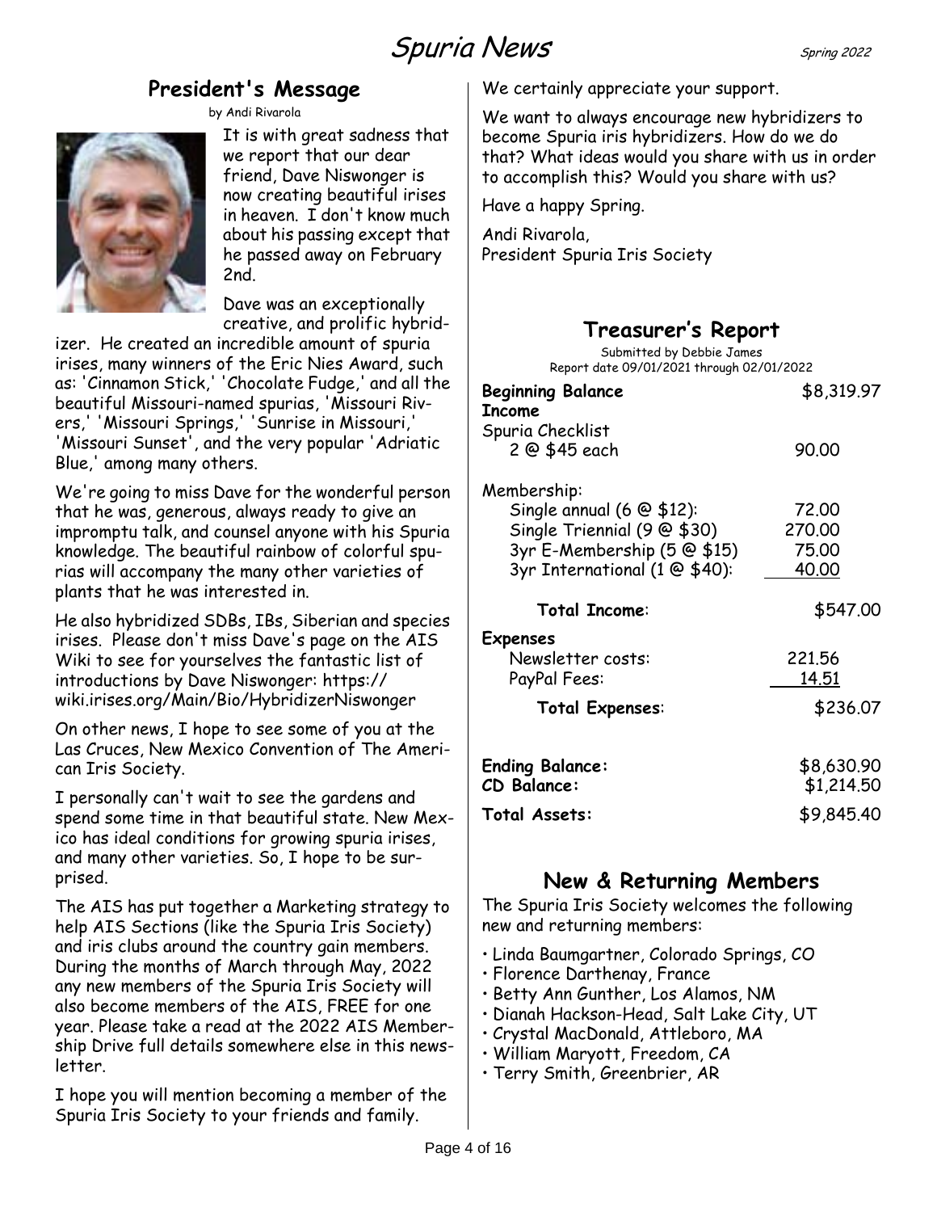## President's Message

by Andi Rivarola

It is with great sadness that we report that our dear friend, Dave Niswonger is now creating beautiful irises in heaven. I don't know much about his passing except that he passed away on February 2nd.

Dave was an exceptionally creative, and prolific hybridizer. He created an incredible amount of spuria irises, many winners of the Eric Nies Award, such as: 'Cinnamon Stick,' 'Chocolate Fudge,' and all the beautiful Missouri-named spurias, 'Missouri Rivers,' 'Missouri Springs,' 'Sunrise in Missouri,' 'Missouri Sunset', and the very popular 'Adriatic Blue,' among many others.

We're going to miss Dave for the wonderful person that he was, generous, always ready to give an impromptu talk, and counsel anyone with his Spuria knowledge. The beautiful rainbow of colorful spurias will accompany the many other varieties of plants that he was interested in.

He also hybridized SDBs, IBs, Siberian and species irises. Please don't miss Dave's page on the AIS Wiki to see for yourselves the fantastic list of introductions by Dave Niswonger: https://wiki.irises.org/Main/Bio/HybridizerNiswonger

On other news, I hope to see some of you at the Las Cruces, New Mexico Convention of The American Iris Society.

I personally can't wait to see the gardens and spend some time in that beautiful state. New Mexico has ideal conditions for growing spuria irises, and many other varieties. So, I hope to be surprised.

The AIS has put together a Marketing strategy to help AIS Sections (like the Spuria Iris Society) and iris clubs around the country gain members. During the months of March through May, 2022 any new members of the Spuria Iris Society will also become members of the AIS, FREE for one year. Please take a read at the 2022 AIS Membership Drive full details somewhere else in this newsletter.

I hope you will mention becoming a member of the Spuria Iris Society to your friends and family.

We certainly appreciate your support.

We want to always encourage new hybridizers to become Spuria iris hybridizers. How do we do that? What ideas would you share with us in order to accomplish this? Would you share with us?

Have a happy Spring.

Andi Rivarola,
President Spuria Iris Society

## Treasurer's Report

Submitted by Debbie James
Report date 09/01/2021 through 02/01/2022

| | |
|---|---|
| **Beginning Balance** | $8,319.97 |
| **Income** | |
| Spuria Checklist | |
| 2 @ $45 each | 90.00 |
| Membership: | |
| Single annual (6 @ $12): | 72.00 |
| Single Triennial (9 @ $30) | 270.00 |
| 3yr E-Membership (5 @ $15) | 75.00 |
| 3yr International (1 @ $40): | 40.00 |
| **Total Income**: | $547.00 |
| **Expenses** | |
| Newsletter costs: | 221.56 |
| PayPal Fees: | 14.51 |
| **Total Expenses**: | $236.07 |
| **Ending Balance:** | $8,630.90 |
| **CD Balance:** | $1,214.50 |
| **Total Assets:** | $9,845.40 |

## New & Returning Members

The Spuria Iris Society welcomes the following new and returning members:

- Linda Baumgartner, Colorado Springs, CO
- Florence Darthenay, France
- Betty Ann Gunther, Los Alamos, NM
- Dianah Hackson-Head, Salt Lake City, UT
- Crystal MacDonald, Attleboro, MA
- William Maryott, Freedom, CA
- Terry Smith, Greenbrier, AR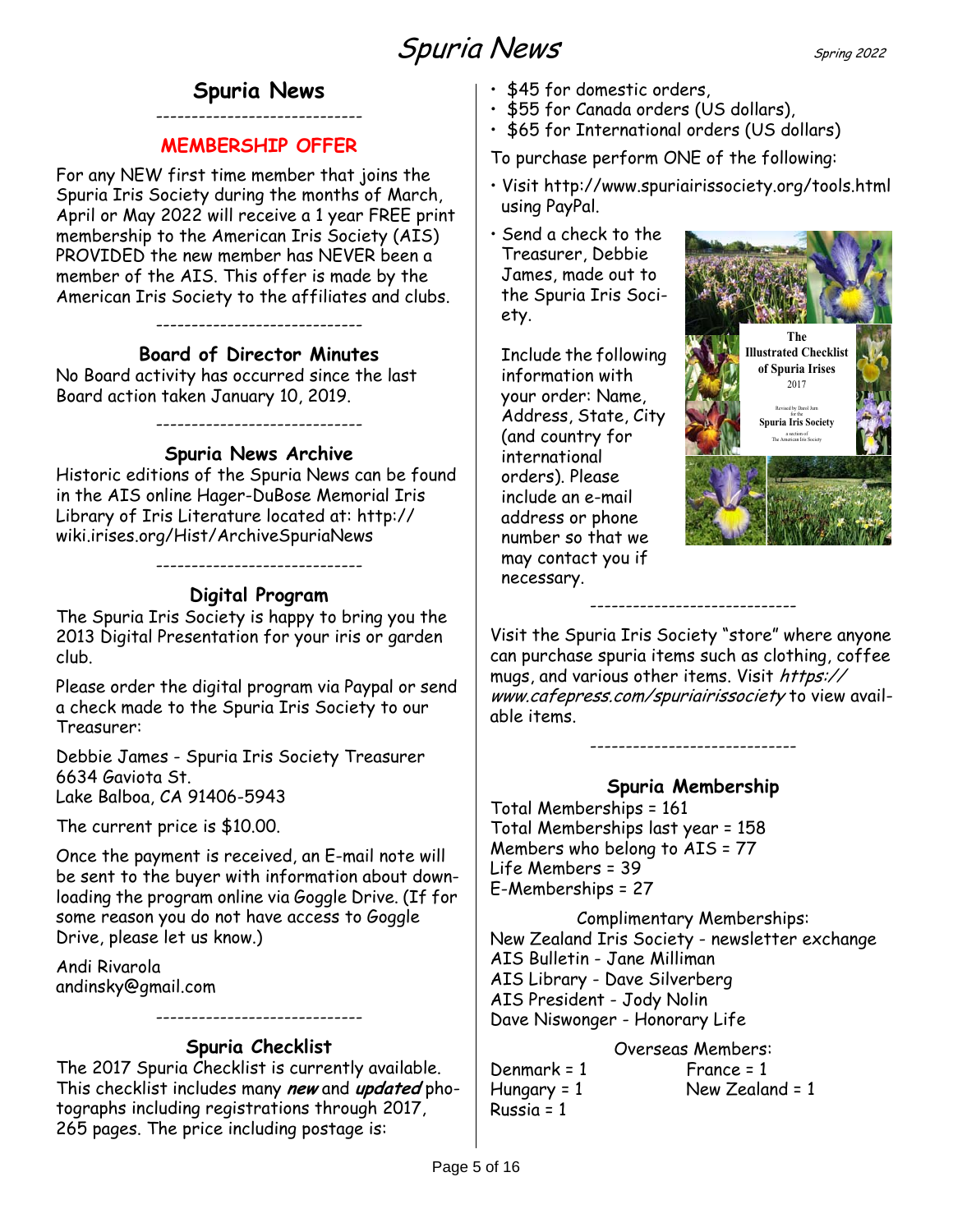## Spuria News

-----------------------------

### MEMBERSHIP OFFER

For any NEW first time member that joins the Spuria Iris Society during the months of March, April or May 2022 will receive a 1 year FREE print membership to the American Iris Society (AIS) PROVIDED the new member has NEVER been a member of the AIS. This offer is made by the American Iris Society to the affiliates and clubs.

-----------------------------

### Board of Director Minutes

No Board activity has occurred since the last Board action taken January 10, 2019.

-----------------------------

### Spuria News Archive

Historic editions of the Spuria News can be found in the AIS online Hager-DuBose Memorial Iris Library of Iris Literature located at: http://wiki.irises.org/Hist/ArchiveSpuriaNews

-----------------------------

### Digital Program

The Spuria Iris Society is happy to bring you the 2013 Digital Presentation for your iris or garden club.

Please order the digital program via Paypal or send a check made to the Spuria Iris Society to our Treasurer:

Debbie James - Spuria Iris Society Treasurer
6634 Gaviota St.
Lake Balboa, CA 91406-5943

The current price is $10.00.

Once the payment is received, an E-mail note will be sent to the buyer with information about downloading the program online via Goggle Drive. (If for some reason you do not have access to Goggle Drive, please let us know.)

Andi Rivarola
andinsky@gmail.com

-----------------------------

### Spuria Checklist

The 2017 Spuria Checklist is currently available. This checklist includes many ***new*** and ***updated*** photographs including registrations through 2017, 265 pages. The price including postage is:

- $45 for domestic orders,
- $55 for Canada orders (US dollars),
- $65 for International orders (US dollars)

To purchase perform ONE of the following:

- Visit http://www.spuriairissociety.org/tools.html using PayPal.
- Send a check to the Treasurer, Debbie James, made out to the Spuria Iris Society.

  Include the following information with your order: Name, Address, State, City (and country for international orders). Please include an e-mail address or phone number so that we may contact you if necessary.

-----------------------------

Visit the Spuria Iris Society "store" where anyone can purchase spuria items such as clothing, coffee mugs, and various other items. Visit *https://www.cafepress.com/spuriairissociety* to view available items.

-----------------------------

### Spuria Membership

Total Memberships = 161
Total Memberships last year = 158
Members who belong to AIS = 77
Life Members = 39
E-Memberships = 27

Complimentary Memberships:
New Zealand Iris Society - newsletter exchange
AIS Bulletin - Jane Milliman
AIS Library - Dave Silverberg
AIS President - Jody Nolin
Dave Niswonger - Honorary Life

Overseas Members:
Denmark = 1
France = 1
Hungary = 1
New Zealand = 1
Russia = 1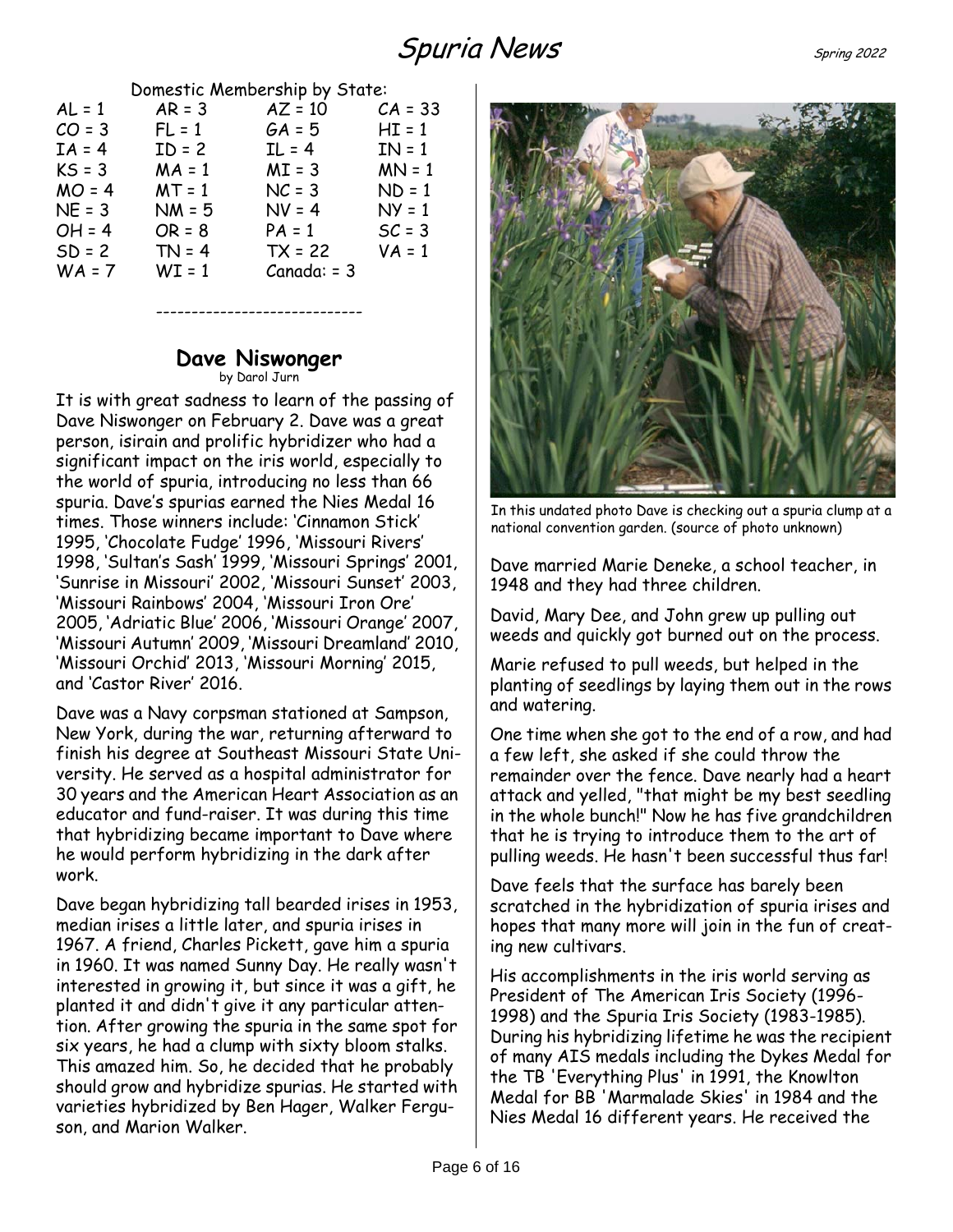Domestic Membership by State:

| | | | |
|---|---|---|---|
| AL = 1 | AR = 3 | AZ = 10 | CA = 33 |
| CO = 3 | FL = 1 | GA = 5 | HI = 1 |
| IA = 4 | ID = 2 | IL = 4 | IN = 1 |
| KS = 3 | MA = 1 | MI = 3 | MN = 1 |
| MO = 4 | MT = 1 | NC = 3 | ND = 1 |
| NE = 3 | NM = 5 | NV = 4 | NY = 1 |
| OH = 4 | OR = 8 | PA = 1 | SC = 3 |
| SD = 2 | TN = 4 | TX = 22 | VA = 1 |
| WA = 7 | WI = 1 | Canada: = 3 | |

-----------------------------

## Dave Niswonger

by Darol Jurn

It is with great sadness to learn of the passing of Dave Niswonger on February 2. Dave was a great person, isirain and prolific hybridizer who had a significant impact on the iris world, especially to the world of spuria, introducing no less than 66 spuria. Dave's spurias earned the Nies Medal 16 times. Those winners include: 'Cinnamon Stick' 1995, 'Chocolate Fudge' 1996, 'Missouri Rivers' 1998, 'Sultan's Sash' 1999, 'Missouri Springs' 2001, 'Sunrise in Missouri' 2002, 'Missouri Sunset' 2003, 'Missouri Rainbows' 2004, 'Missouri Iron Ore' 2005, 'Adriatic Blue' 2006, 'Missouri Orange' 2007, 'Missouri Autumn' 2009, 'Missouri Dreamland' 2010, 'Missouri Orchid' 2013, 'Missouri Morning' 2015, and 'Castor River' 2016.

Dave was a Navy corpsman stationed at Sampson, New York, during the war, returning afterward to finish his degree at Southeast Missouri State University. He served as a hospital administrator for 30 years and the American Heart Association as an educator and fund-raiser. It was during this time that hybridizing became important to Dave where he would perform hybridizing in the dark after work.

Dave began hybridizing tall bearded irises in 1953, median irises a little later, and spuria irises in 1967. A friend, Charles Pickett, gave him a spuria in 1960. It was named Sunny Day. He really wasn't interested in growing it, but since it was a gift, he planted it and didn't give it any particular attention. After growing the spuria in the same spot for six years, he had a clump with sixty bloom stalks. This amazed him. So, he decided that he probably should grow and hybridize spurias. He started with varieties hybridized by Ben Hager, Walker Ferguson, and Marion Walker.

In this undated photo Dave is checking out a spuria clump at a national convention garden. (source of photo unknown)

Dave married Marie Deneke, a school teacher, in 1948 and they had three children.

David, Mary Dee, and John grew up pulling out weeds and quickly got burned out on the process.

Marie refused to pull weeds, but helped in the planting of seedlings by laying them out in the rows and watering.

One time when she got to the end of a row, and had a few left, she asked if she could throw the remainder over the fence. Dave nearly had a heart attack and yelled, "that might be my best seedling in the whole bunch!" Now he has five grandchildren that he is trying to introduce them to the art of pulling weeds. He hasn't been successful thus far!

Dave feels that the surface has barely been scratched in the hybridization of spuria irises and hopes that many more will join in the fun of creating new cultivars.

His accomplishments in the iris world serving as President of The American Iris Society (1996-1998) and the Spuria Iris Society (1983-1985). During his hybridizing lifetime he was the recipient of many AIS medals including the Dykes Medal for the TB 'Everything Plus' in 1991, the Knowlton Medal for BB 'Marmalade Skies' in 1984 and the Nies Medal 16 different years. He received the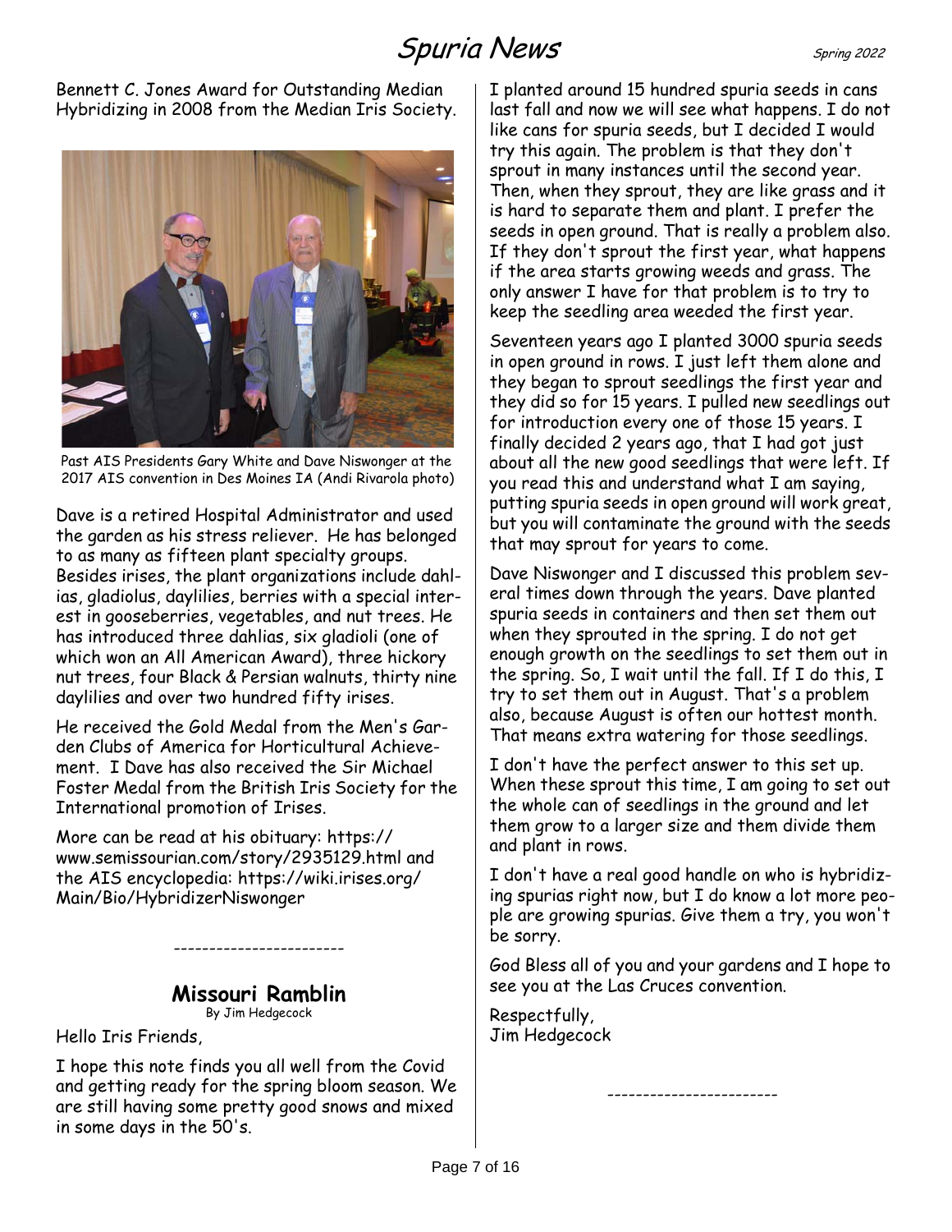Bennett C. Jones Award for Outstanding Median Hybridizing in 2008 from the Median Iris Society.

Past AIS Presidents Gary White and Dave Niswonger at the 2017 AIS convention in Des Moines IA (Andi Rivarola photo)

Dave is a retired Hospital Administrator and used the garden as his stress reliever. He has belonged to as many as fifteen plant specialty groups. Besides irises, the plant organizations include dahlias, gladiolus, daylilies, berries with a special interest in gooseberries, vegetables, and nut trees. He has introduced three dahlias, six gladioli (one of which won an All American Award), three hickory nut trees, four Black & Persian walnuts, thirty nine daylilies and over two hundred fifty irises.

He received the Gold Medal from the Men's Garden Clubs of America for Horticultural Achievement. I Dave has also received the Sir Michael Foster Medal from the British Iris Society for the International promotion of Irises.

More can be read at his obituary: https://www.semissourian.com/story/2935129.html and the AIS encyclopedia: https://wiki.irises.org/Main/Bio/HybridizerNiswonger

------------------------

## Missouri Ramblin

By Jim Hedgecock

Hello Iris Friends,

I hope this note finds you all well from the Covid and getting ready for the spring bloom season. We are still having some pretty good snows and mixed in some days in the 50's.

I planted around 15 hundred spuria seeds in cans last fall and now we will see what happens. I do not like cans for spuria seeds, but I decided I would try this again. The problem is that they don't sprout in many instances until the second year. Then, when they sprout, they are like grass and it is hard to separate them and plant. I prefer the seeds in open ground. That is really a problem also. If they don't sprout the first year, what happens if the area starts growing weeds and grass. The only answer I have for that problem is to try to keep the seedling area weeded the first year.

Seventeen years ago I planted 3000 spuria seeds in open ground in rows. I just left them alone and they began to sprout seedlings the first year and they did so for 15 years. I pulled new seedlings out for introduction every one of those 15 years. I finally decided 2 years ago, that I had got just about all the new good seedlings that were left. If you read this and understand what I am saying, putting spuria seeds in open ground will work great, but you will contaminate the ground with the seeds that may sprout for years to come.

Dave Niswonger and I discussed this problem several times down through the years. Dave planted spuria seeds in containers and then set them out when they sprouted in the spring. I do not get enough growth on the seedlings to set them out in the spring. So, I wait until the fall. If I do this, I try to set them out in August. That's a problem also, because August is often our hottest month. That means extra watering for those seedlings.

I don't have the perfect answer to this set up. When these sprout this time, I am going to set out the whole can of seedlings in the ground and let them grow to a larger size and them divide them and plant in rows.

I don't have a real good handle on who is hybridizing spurias right now, but I do know a lot more people are growing spurias. Give them a try, you won't be sorry.

God Bless all of you and your gardens and I hope to see you at the Las Cruces convention.

Respectfully,
Jim Hedgecock

------------------------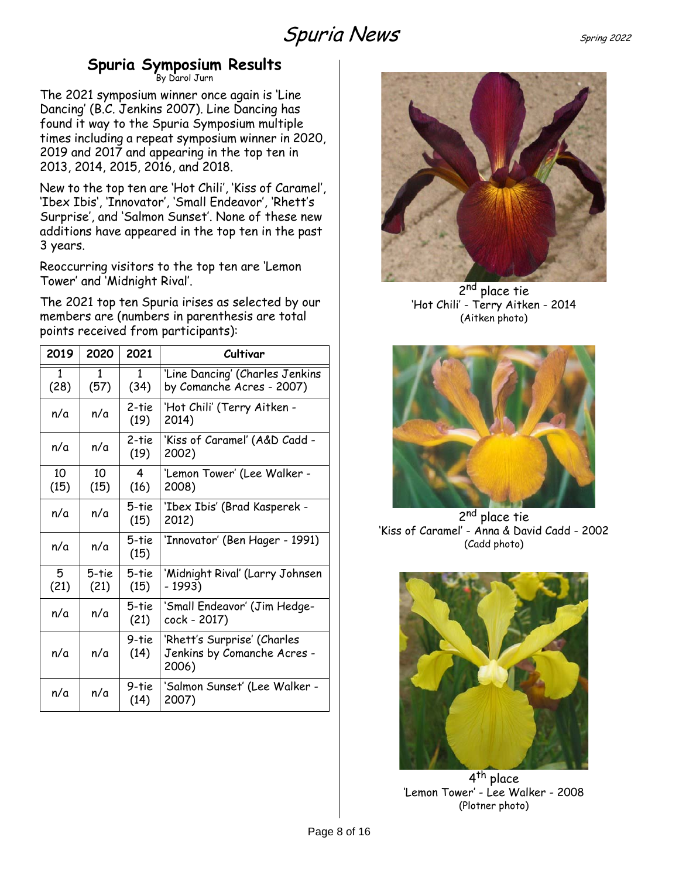## Spuria Symposium Results

By Darol Jurn

The 2021 symposium winner once again is 'Line Dancing' (B.C. Jenkins 2007). Line Dancing has found it way to the Spuria Symposium multiple times including a repeat symposium winner in 2020, 2019 and 2017 and appearing in the top ten in 2013, 2014, 2015, 2016, and 2018.

New to the top ten are 'Hot Chili', 'Kiss of Caramel', 'Ibex Ibis', 'Innovator', 'Small Endeavor', 'Rhett's Surprise', and 'Salmon Sunset'. None of these new additions have appeared in the top ten in the past 3 years.

Reoccurring visitors to the top ten are 'Lemon Tower' and 'Midnight Rival'.

The 2021 top ten Spuria irises as selected by our members are (numbers in parenthesis are total points received from participants):

| 2019 | 2020 | 2021 | Cultivar |
|---|---|---|---|
| 1 (28) | 1 (57) | 1 (34) | 'Line Dancing' (Charles Jenkins by Comanche Acres - 2007) |
| n/a | n/a | 2-tie (19) | 'Hot Chili' (Terry Aitken - 2014) |
| n/a | n/a | 2-tie (19) | 'Kiss of Caramel' (A&D Cadd - 2002) |
| 10 (15) | 10 (15) | 4 (16) | 'Lemon Tower' (Lee Walker - 2008) |
| n/a | n/a | 5-tie (15) | 'Ibex Ibis' (Brad Kasperek - 2012) |
| n/a | n/a | 5-tie (15) | 'Innovator' (Ben Hager - 1991) |
| 5 (21) | 5-tie (21) | 5-tie (15) | 'Midnight Rival' (Larry Johnsen - 1993) |
| n/a | n/a | 5-tie (21) | 'Small Endeavor' (Jim Hedgecock - 2017) |
| n/a | n/a | 9-tie (14) | 'Rhett's Surprise' (Charles Jenkins by Comanche Acres - 2006) |
| n/a | n/a | 9-tie (14) | 'Salmon Sunset' (Lee Walker - 2007) |

2nd place tie
'Hot Chili' - Terry Aitken - 2014
(Aitken photo)

2nd place tie
'Kiss of Caramel' - Anna & David Cadd - 2002
(Cadd photo)

4th place
'Lemon Tower' - Lee Walker - 2008
(Plotner photo)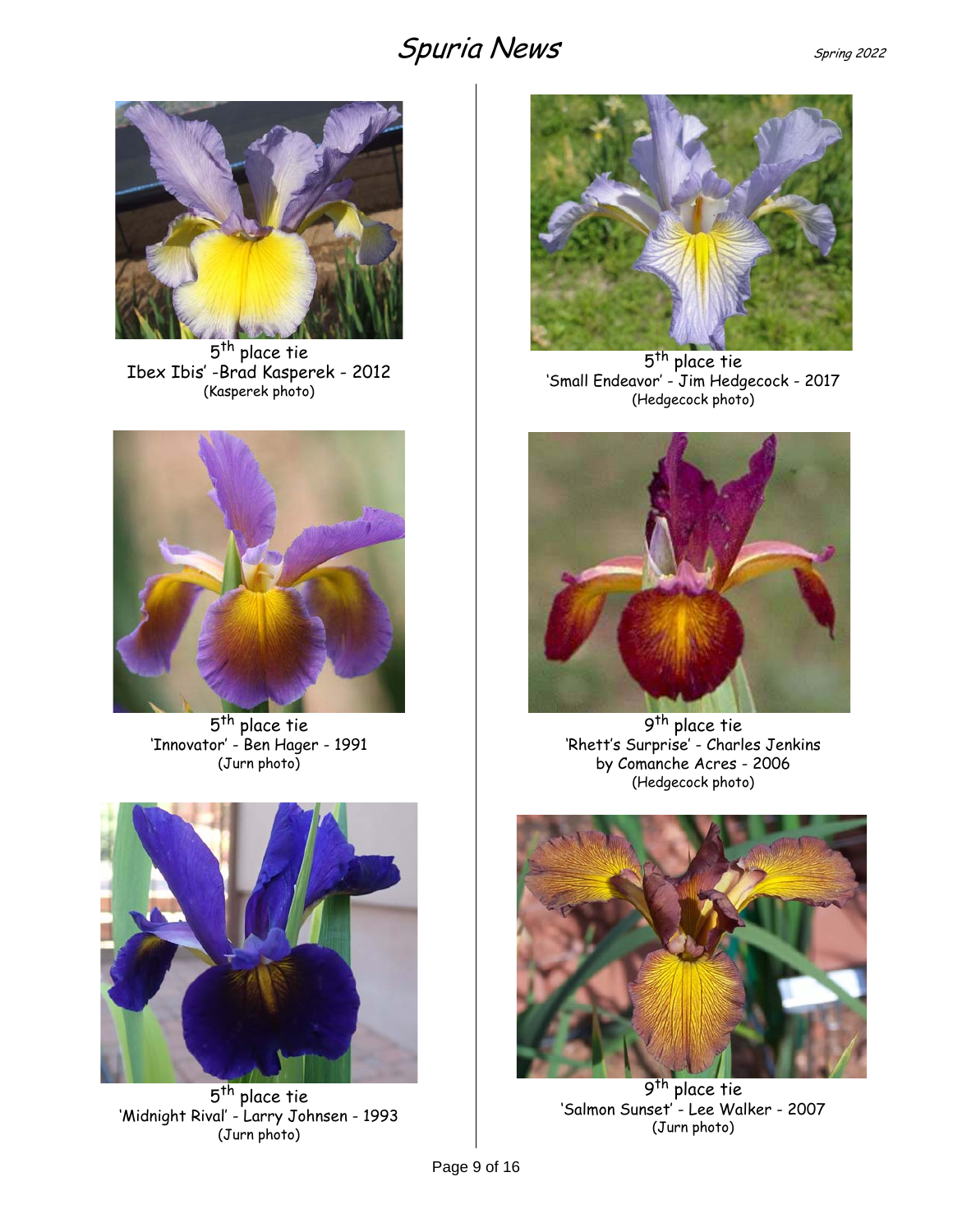5th place tie
Ibex Ibis' -Brad Kasperek - 2012
(Kasperek photo)

5th place tie
'Innovator' - Ben Hager - 1991
(Jurn photo)

5th place tie
'Midnight Rival' - Larry Johnsen - 1993
(Jurn photo)

5th place tie
'Small Endeavor' - Jim Hedgecock - 2017
(Hedgecock photo)

9th place tie
'Rhett's Surprise' - Charles Jenkins
by Comanche Acres - 2006
(Hedgecock photo)

9th place tie
'Salmon Sunset' - Lee Walker - 2007
(Jurn photo)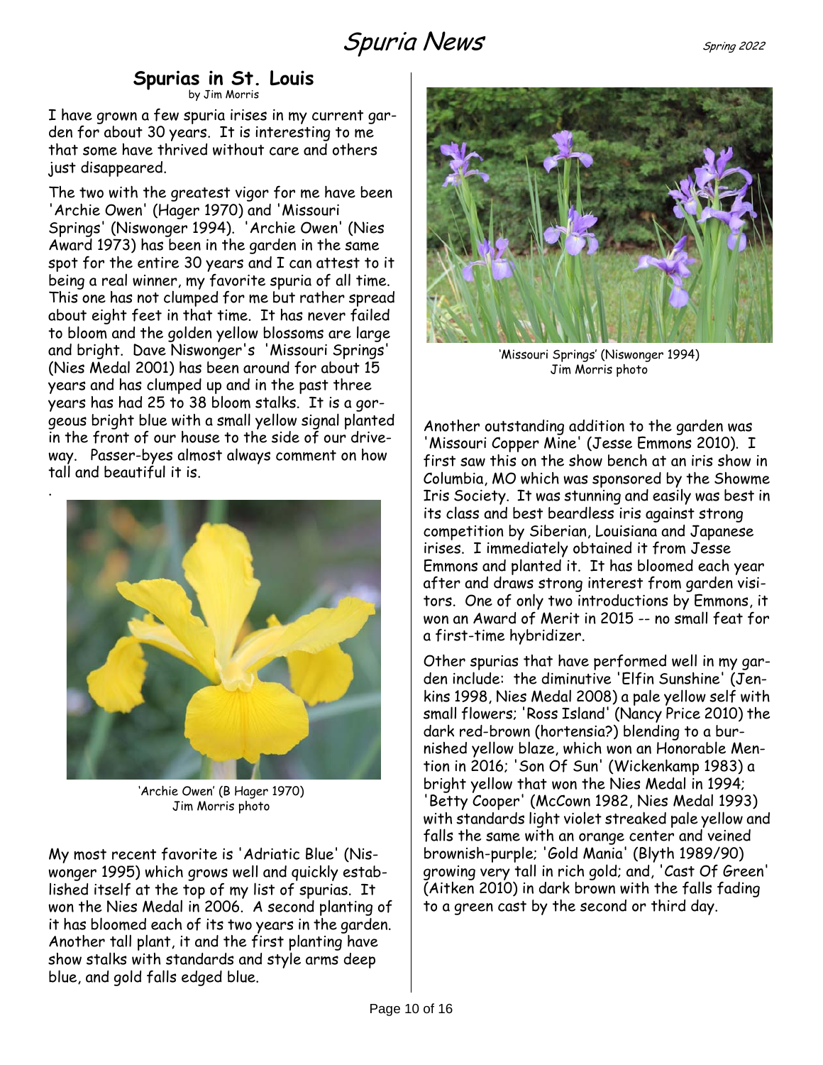## Spurias in St. Louis

by Jim Morris

I have grown a few spuria irises in my current garden for about 30 years. It is interesting to me that some have thrived without care and others just disappeared.

The two with the greatest vigor for me have been 'Archie Owen' (Hager 1970) and 'Missouri Springs' (Niswonger 1994). 'Archie Owen' (Nies Award 1973) has been in the garden in the same spot for the entire 30 years and I can attest to it being a real winner, my favorite spuria of all time. This one has not clumped for me but rather spread about eight feet in that time. It has never failed to bloom and the golden yellow blossoms are large and bright. Dave Niswonger's 'Missouri Springs' (Nies Medal 2001) has been around for about 15 years and has clumped up and in the past three years has had 25 to 38 bloom stalks. It is a gorgeous bright blue with a small yellow signal planted in the front of our house to the side of our driveway. Passer-byes almost always comment on how tall and beautiful it is.

'Archie Owen' (B Hager 1970)
Jim Morris photo

My most recent favorite is 'Adriatic Blue' (Niswonger 1995) which grows well and quickly established itself at the top of my list of spurias. It won the Nies Medal in 2006. A second planting of it has bloomed each of its two years in the garden. Another tall plant, it and the first planting have show stalks with standards and style arms deep blue, and gold falls edged blue.

'Missouri Springs' (Niswonger 1994)
Jim Morris photo

Another outstanding addition to the garden was 'Missouri Copper Mine' (Jesse Emmons 2010). I first saw this on the show bench at an iris show in Columbia, MO which was sponsored by the Showme Iris Society. It was stunning and easily was best in its class and best beardless iris against strong competition by Siberian, Louisiana and Japanese irises. I immediately obtained it from Jesse Emmons and planted it. It has bloomed each year after and draws strong interest from garden visitors. One of only two introductions by Emmons, it won an Award of Merit in 2015 -- no small feat for a first-time hybridizer.

Other spurias that have performed well in my garden include: the diminutive 'Elfin Sunshine' (Jenkins 1998, Nies Medal 2008) a pale yellow self with small flowers; 'Ross Island' (Nancy Price 2010) the dark red-brown (hortensia?) blending to a burnished yellow blaze, which won an Honorable Mention in 2016; 'Son Of Sun' (Wickenkamp 1983) a bright yellow that won the Nies Medal in 1994; 'Betty Cooper' (McCown 1982, Nies Medal 1993) with standards light violet streaked pale yellow and falls the same with an orange center and veined brownish-purple; 'Gold Mania' (Blyth 1989/90) growing very tall in rich gold; and, 'Cast Of Green' (Aitken 2010) in dark brown with the falls fading to a green cast by the second or third day.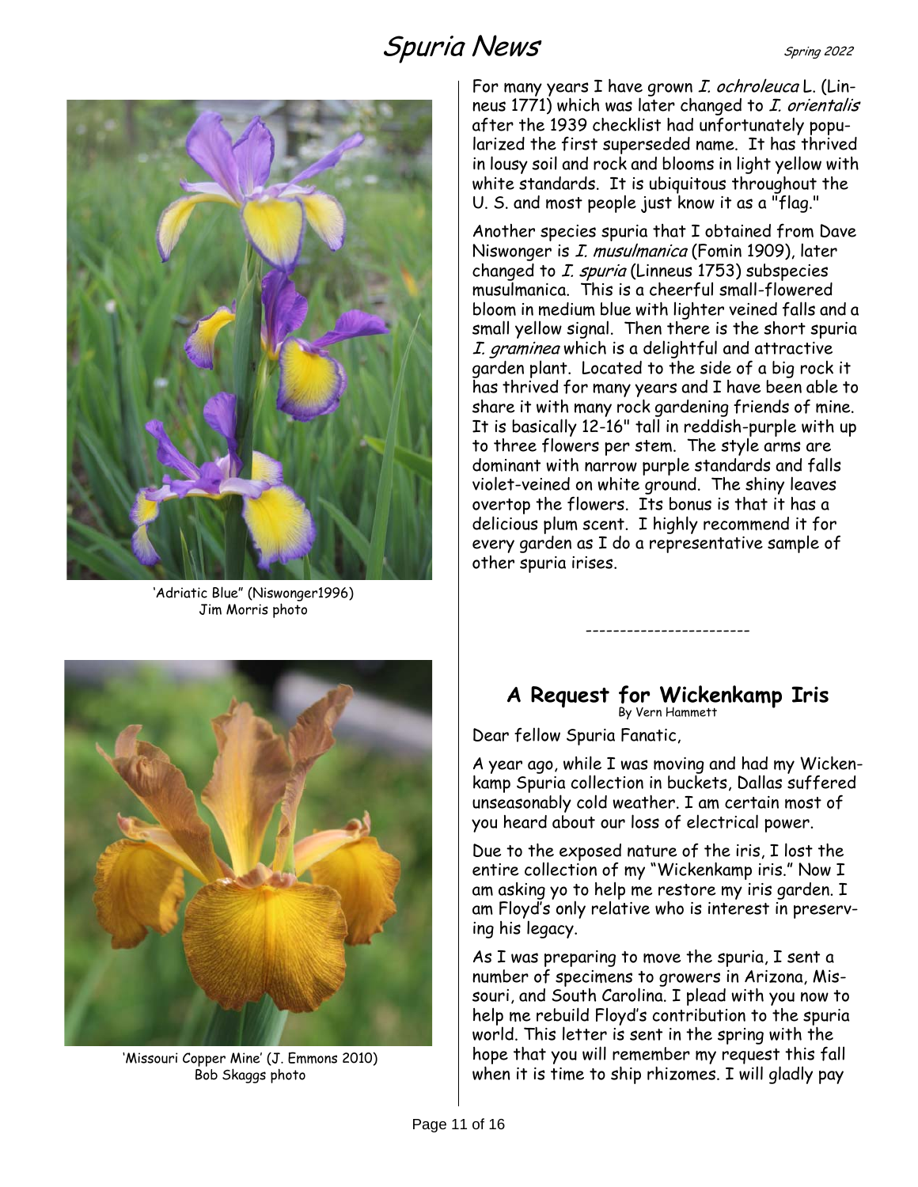For many years I have grown *I. ochroleuca* L. (Linneus 1771) which was later changed to *I. orientalis* after the 1939 checklist had unfortunately popularized the first superseded name. It has thrived in lousy soil and rock and blooms in light yellow with white standards. It is ubiquitous throughout the U. S. and most people just know it as a "flag."

Another species spuria that I obtained from Dave Niswonger is *I. musulmanica* (Fomin 1909), later changed to *I. spuria* (Linneus 1753) subspecies musulmanica. This is a cheerful small-flowered bloom in medium blue with lighter veined falls and a small yellow signal. Then there is the short spuria *I. graminea* which is a delightful and attractive garden plant. Located to the side of a big rock it has thrived for many years and I have been able to share it with many rock gardening friends of mine. It is basically 12-16" tall in reddish-purple with up to three flowers per stem. The style arms are dominant with narrow purple standards and falls violet-veined on white ground. The shiny leaves overtop the flowers. Its bonus is that it has a delicious plum scent. I highly recommend it for every garden as I do a representative sample of other spuria irises.

'Adriatic Blue" (Niswonger1996)
Jim Morris photo

'Missouri Copper Mine' (J. Emmons 2010)
Bob Skaggs photo

------------------------

## A Request for Wickenkamp Iris

By Vern Hammett

Dear fellow Spuria Fanatic,

A year ago, while I was moving and had my Wickenkamp Spuria collection in buckets, Dallas suffered unseasonably cold weather. I am certain most of you heard about our loss of electrical power.

Due to the exposed nature of the iris, I lost the entire collection of my "Wickenkamp iris." Now I am asking you to help me restore my iris garden. I am Floyd's only relative who is interest in preserving his legacy.

As I was preparing to move the spuria, I sent a number of specimens to growers in Arizona, Missouri, and South Carolina. I plead with you now to help me rebuild Floyd's contribution to the spuria world. This letter is sent in the spring with the hope that you will remember my request this fall when it is time to ship rhizomes. I will gladly pay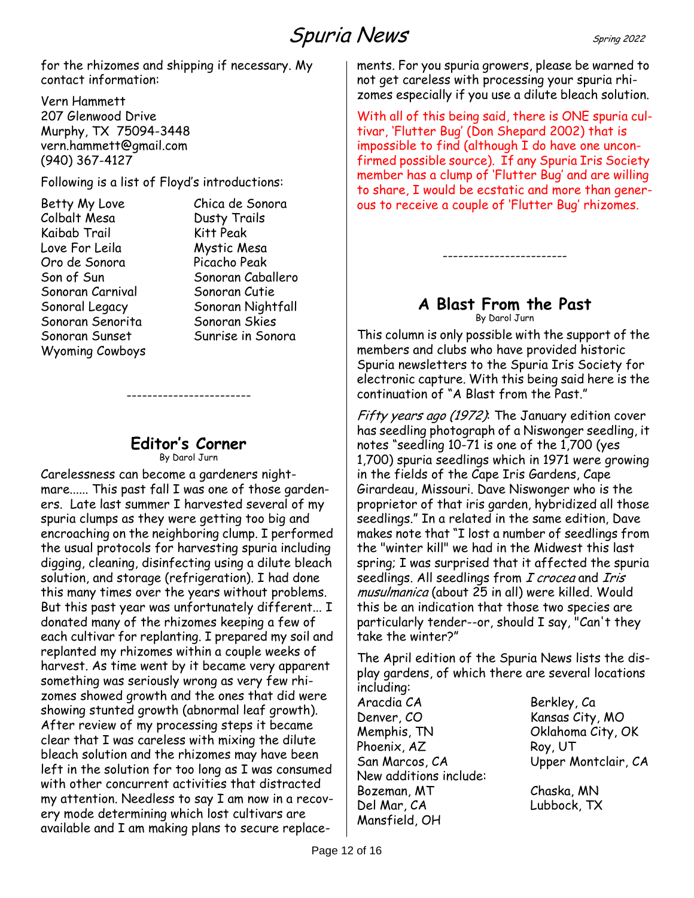for the rhizomes and shipping if necessary. My contact information:

Vern Hammett
207 Glenwood Drive
Murphy, TX 75094-3448
vern.hammett@gmail.com
(940) 367-4127

Following is a list of Floyd's introductions:

| | |
|---|---|
| Betty My Love | Chica de Sonora |
| Colbalt Mesa | Dusty Trails |
| Kaibab Trail | Kitt Peak |
| Love For Leila | Mystic Mesa |
| Oro de Sonora | Picacho Peak |
| Son of Sun | Sonoran Caballero |
| Sonoran Carnival | Sonoran Cutie |
| Sonoral Legacy | Sonoran Nightfall |
| Sonoran Senorita | Sonoran Skies |
| Sonoran Sunset | Sunrise in Sonora |
| Wyoming Cowboys | |

------------------------

## Editor's Corner

By Darol Jurn

Carelessness can become a gardeners nightmare...... This past fall I was one of those gardeners. Late last summer I harvested several of my spuria clumps as they were getting too big and encroaching on the neighboring clump. I performed the usual protocols for harvesting spuria including digging, cleaning, disinfecting using a dilute bleach solution, and storage (refrigeration). I had done this many times over the years without problems. But this past year was unfortunately different... I donated many of the rhizomes keeping a few of each cultivar for replanting. I prepared my soil and replanted my rhizomes within a couple weeks of harvest. As time went by it became very apparent something was seriously wrong as very few rhizomes showed growth and the ones that did were showing stunted growth (abnormal leaf growth). After review of my processing steps it became clear that I was careless with mixing the dilute bleach solution and the rhizomes may have been left in the solution for too long as I was consumed with other concurrent activities that distracted my attention. Needless to say I am now in a recovery mode determining which lost cultivars are available and I am making plans to secure replacements. For you spuria growers, please be warned to not get careless with processing your spuria rhizomes especially if you use a dilute bleach solution.

With all of this being said, there is ONE spuria cultivar, 'Flutter Bug' (Don Shepard 2002) that is impossible to find (although I do have one unconfirmed possible source). If any Spuria Iris Society member has a clump of 'Flutter Bug' and are willing to share, I would be ecstatic and more than generous to receive a couple of 'Flutter Bug' rhizomes.

------------------------

## A Blast From the Past

By Darol Jurn

This column is only possible with the support of the members and clubs who have provided historic Spuria newsletters to the Spuria Iris Society for electronic capture. With this being said here is the continuation of "A Blast from the Past."

*Fifty years ago (1972)*: The January edition cover has seedling photograph of a Niswonger seedling, it notes "seedling 10-71 is one of the 1,700 (yes 1,700) spuria seedlings which in 1971 were growing in the fields of the Cape Iris Gardens, Cape Girardeau, Missouri. Dave Niswonger who is the proprietor of that iris garden, hybridized all those seedlings." In a related in the same edition, Dave makes note that "I lost a number of seedlings from the "winter kill" we had in the Midwest this last spring; I was surprised that it affected the spuria seedlings. All seedlings from *I crocea* and *Iris musulmanica* (about 25 in all) were killed. Would this be an indication that those two species are particularly tender--or, should I say, "Can't they take the winter?"

The April edition of the Spuria News lists the display gardens, of which there are several locations including:

| | |
|---|---|
| Aracdia CA | Berkley, Ca |
| Denver, CO | Kansas City, MO |
| Memphis, TN | Oklahoma City, OK |
| Phoenix, AZ | Roy, UT |
| San Marcos, CA | Upper Montclair, CA |

New additions include:

| | |
|---|---|
| Bozeman, MT | Chaska, MN |
| Del Mar, CA | Lubbock, TX |
| Mansfield, OH | |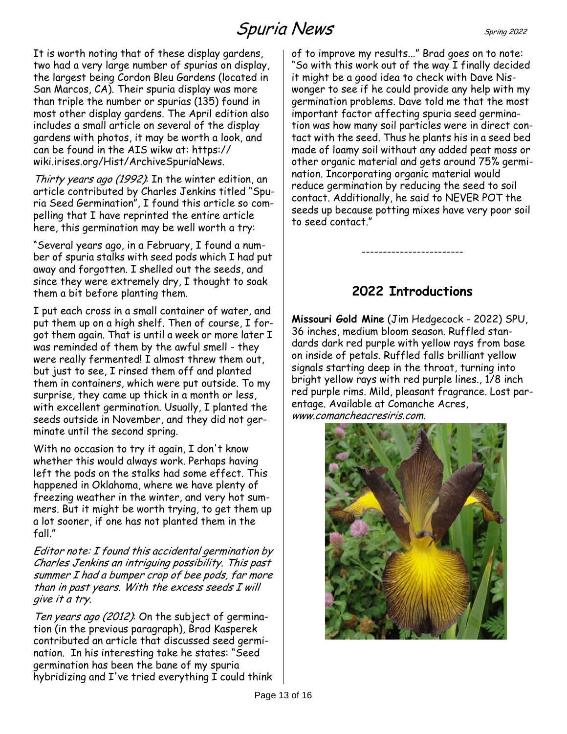It is worth noting that of these display gardens, two had a very large number of spurias on display, the largest being Cordon Bleu Gardens (located in San Marcos, CA). Their spuria display was more than triple the number or spurias (135) found in most other display gardens. The April edition also includes a small article on several of the display gardens with photos, it may be worth a look, and can be found in the AIS wikw at: https://wiki.irises.org/Hist/ArchiveSpuriaNews.

*Thirty years ago (1992)*: In the winter edition, an article contributed by Charles Jenkins titled "Spuria Seed Germination", I found this article so compelling that I have reprinted the entire article here, this germination may be well worth a try:

"Several years ago, in a February, I found a number of spuria stalks with seed pods which I had put away and forgotten. I shelled out the seeds, and since they were extremely dry, I thought to soak them a bit before planting them.

I put each cross in a small container of water, and put them up on a high shelf. Then of course, I forgot them again. That is until a week or more later I was reminded of them by the awful smell - they were really fermented! I almost threw them out, but just to see, I rinsed them off and planted them in containers, which were put outside. To my surprise, they came up thick in a month or less, with excellent germination. Usually, I planted the seeds outside in November, and they did not germinate until the second spring.

With no occasion to try it again, I don't know whether this would always work. Perhaps having left the pods on the stalks had some effect. This happened in Oklahoma, where we have plenty of freezing weather in the winter, and very hot summers. But it might be worth trying, to get them up a lot sooner, if one has not planted them in the fall."

*Editor note: I found this accidental germination by Charles Jenkins an intriguing possibility. This past summer I had a bumper crop of bee pods, far more than in past years. With the excess seeds I will give it a try.*

*Ten years ago (2012)*: On the subject of germination (in the previous paragraph), Brad Kasperek contributed an article that discussed seed germination. In his interesting take he states: "Seed germination has been the bane of my spuria hybridizing and I've tried everything I could think of to improve my results..." Brad goes on to note: "So with this work out of the way I finally decided it might be a good idea to check with Dave Niswonger to see if he could provide any help with my germination problems. Dave told me that the most important factor affecting spuria seed germination was how many soil particles were in direct contact with the seed. Thus he plants his in a seed bed made of loamy soil without any added peat moss or other organic material and gets around 75% germination. Incorporating organic material would reduce germination by reducing the seed to soil contact. Additionally, he said to NEVER POT the seeds up because potting mixes have very poor soil to seed contact."

------------------------

## 2022 Introductions

**Missouri Gold Mine** (Jim Hedgecock - 2022) SPU, 36 inches, medium bloom season. Ruffled standards dark red purple with yellow rays from base on inside of petals. Ruffled falls brilliant yellow signals starting deep in the throat, turning into bright yellow rays with red purple lines., 1/8 inch red purple rims. Mild, pleasant fragrance. Lost parentage. Available at Comanche Acres, *www.comancheacresiris.com.*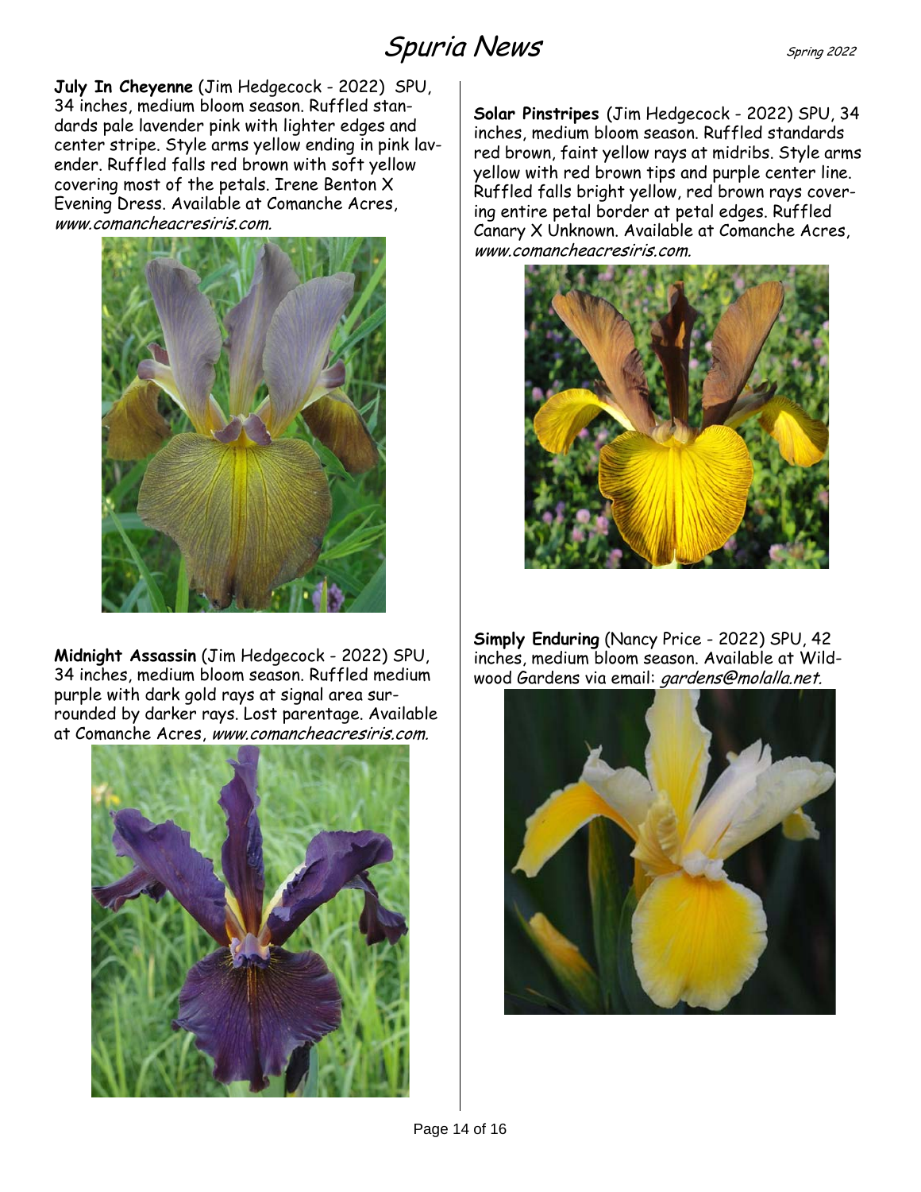**July In Cheyenne** (Jim Hedgecock - 2022) SPU, 34 inches, medium bloom season. Ruffled standards pale lavender pink with lighter edges and center stripe. Style arms yellow ending in pink lavender. Ruffled falls red brown with soft yellow covering most of the petals. Irene Benton X Evening Dress. Available at Comanche Acres, *www.comancheacresiris.com.*

**Midnight Assassin** (Jim Hedgecock - 2022) SPU, 34 inches, medium bloom season. Ruffled medium purple with dark gold rays at signal area surrounded by darker rays. Lost parentage. Available at Comanche Acres, *www.comancheacresiris.com.*

**Solar Pinstripes** (Jim Hedgecock - 2022) SPU, 34 inches, medium bloom season. Ruffled standards red brown, faint yellow rays at midribs. Style arms yellow with red brown tips and purple center line. Ruffled falls bright yellow, red brown rays covering entire petal border at petal edges. Ruffled Canary X Unknown. Available at Comanche Acres, *www.comancheacresiris.com.*

**Simply Enduring** (Nancy Price - 2022) SPU, 42 inches, medium bloom season. Available at Wildwood Gardens via email: *gardens@molalla.net.*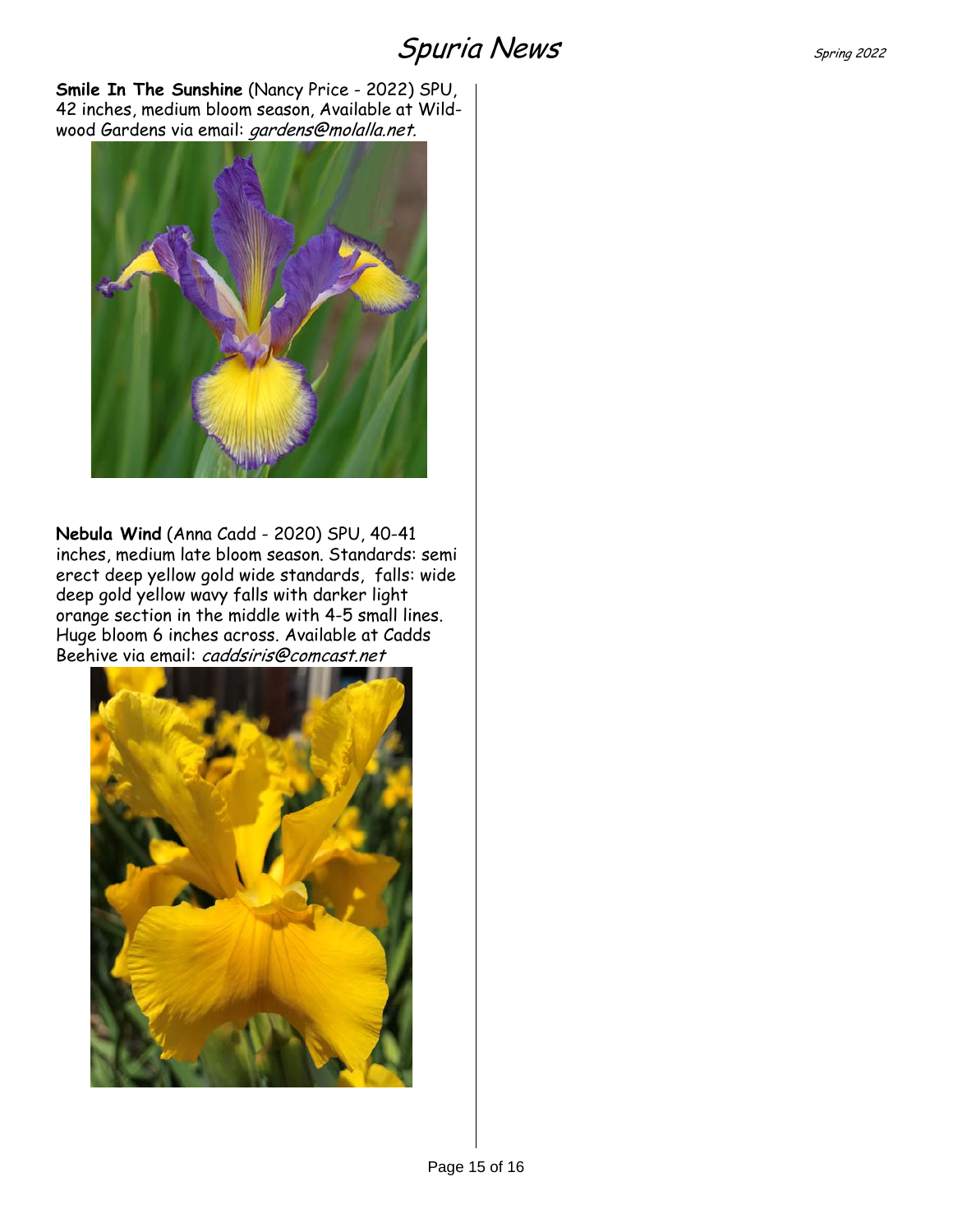**Smile In The Sunshine** (Nancy Price - 2022) SPU, 42 inches, medium bloom season, Available at Wildwood Gardens via email: *gardens@molalla.net.*

**Nebula Wind** (Anna Cadd - 2020) SPU, 40-41 inches, medium late bloom season. Standards: semi erect deep yellow gold wide standards, falls: wide deep gold yellow wavy falls with darker light orange section in the middle with 4-5 small lines. Huge bloom 6 inches across. Available at Cadds Beehive via email: *caddsiris@comcast.net*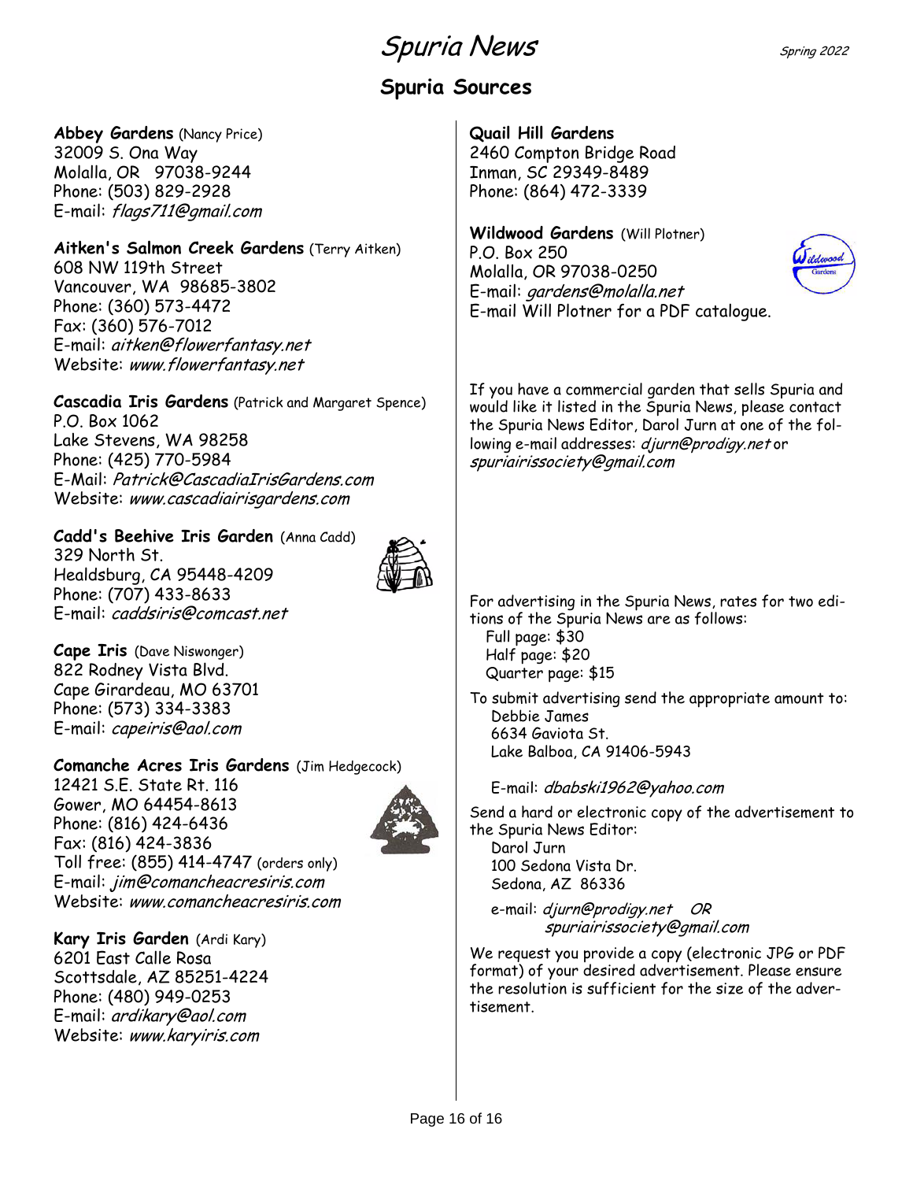## Spuria Sources

**Abbey Gardens** (Nancy Price)
32009 S. Ona Way
Molalla, OR 97038-9244
Phone: (503) 829-2928
E-mail: *flags711@gmail.com*

**Aitken's Salmon Creek Gardens** (Terry Aitken)
608 NW 119th Street
Vancouver, WA 98685-3802
Phone: (360) 573-4472
Fax: (360) 576-7012
E-mail: *aitken@flowerfantasy.net*
Website: *www.flowerfantasy.net*

**Cascadia Iris Gardens** (Patrick and Margaret Spence)
P.O. Box 1062
Lake Stevens, WA 98258
Phone: (425) 770-5984
E-Mail: *Patrick@CascadiaIrisGardens.com*
Website: *www.cascadiairisgardens.com*

**Cadd's Beehive Iris Garden** (Anna Cadd)
329 North St.
Healdsburg, CA 95448-4209
Phone: (707) 433-8633
E-mail: *caddsiris@comcast.net*

**Cape Iris** (Dave Niswonger)
822 Rodney Vista Blvd.
Cape Girardeau, MO 63701
Phone: (573) 334-3383
E-mail: *capeiris@aol.com*

**Comanche Acres Iris Gardens** (Jim Hedgecock)
12421 S.E. State Rt. 116
Gower, MO 64454-8613
Phone: (816) 424-6436
Fax: (816) 424-3836
Toll free: (855) 414-4747 (orders only)
E-mail: *jim@comancheacresiris.com*
Website: *www.comancheacresiris.com*

**Kary Iris Garden** (Ardi Kary)
6201 East Calle Rosa
Scottsdale, AZ 85251-4224
Phone: (480) 949-0253
E-mail: *ardikary@aol.com*
Website: *www.karyiris.com*

**Quail Hill Gardens**
2460 Compton Bridge Road
Inman, SC 29349-8489
Phone: (864) 472-3339

**Wildwood Gardens** (Will Plotner)
P.O. Box 250
Molalla, OR 97038-0250
E-mail: *gardens@molalla.net*
E-mail Will Plotner for a PDF catalogue.

If you have a commercial garden that sells Spuria and would like it listed in the Spuria News, please contact the Spuria News Editor, Darol Jurn at one of the following e-mail addresses: *djurn@prodigy.net* or *spuriairissociety@gmail.com*

For advertising in the Spuria News, rates for two editions of the Spuria News are as follows:

- Full page: $30
- Half page: $20
- Quarter page: $15

To submit advertising send the appropriate amount to:
Debbie James
6634 Gaviota St.
Lake Balboa, CA 91406-5943

E-mail: *dbabski1962@yahoo.com*

Send a hard or electronic copy of the advertisement to the Spuria News Editor:
Darol Jurn
100 Sedona Vista Dr.
Sedona, AZ 86336

e-mail: *djurn@prodigy.net* OR *spuriairissociety@gmail.com*

We request you provide a copy (electronic JPG or PDF format) of your desired advertisement. Please ensure the resolution is sufficient for the size of the advertisement.